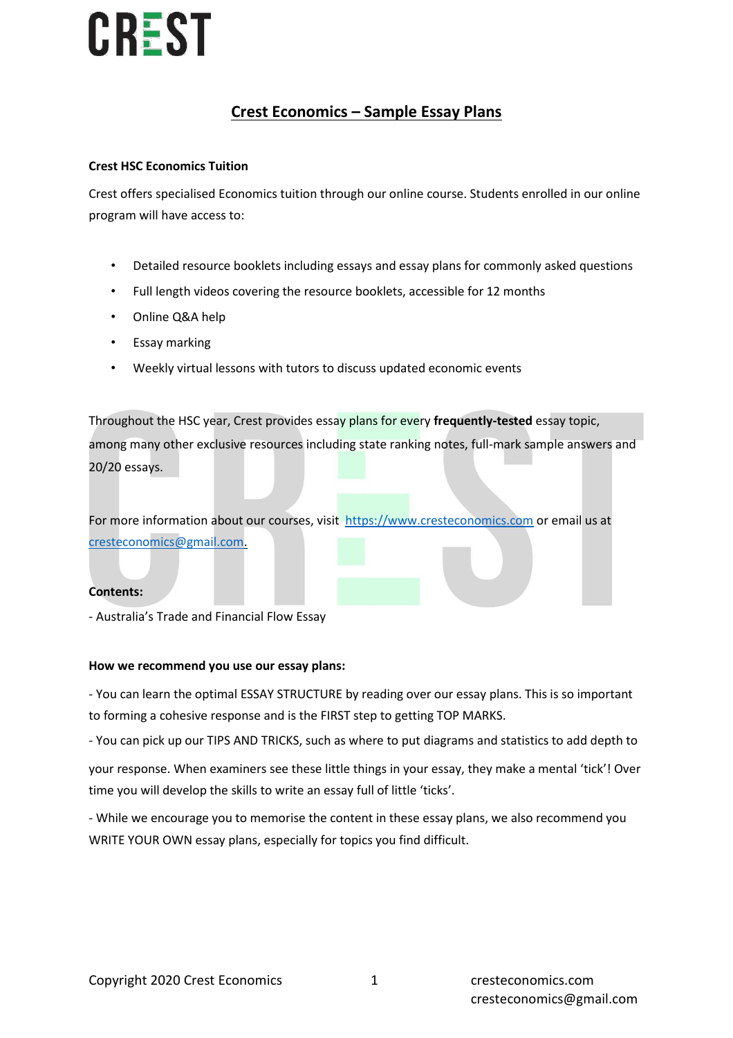# Crest Economics – Sample Essay Plans

**Crest HSC Economics Tuition**

Crest offers specialised Economics tuition through our online course. Students enrolled in our online program will have access to:

- Detailed resource booklets including essays and essay plans for commonly asked questions
- Full length videos covering the resource booklets, accessible for 12 months
- Online Q&A help
- Essay marking
- Weekly virtual lessons with tutors to discuss updated economic events

Throughout the HSC year, Crest provides essay plans for every **frequently-tested** essay topic, among many other exclusive resources including state ranking notes, full-mark sample answers and 20/20 essays.

For more information about our courses, visit [https://www.cresteconomics.com](https://www.cresteconomics.com) or email us at [cresteconomics@gmail.com](mailto:cresteconomics@gmail.com).

**Contents:**

- Australia's Trade and Financial Flow Essay

**How we recommend you use our essay plans:**

- You can learn the optimal ESSAY STRUCTURE by reading over our essay plans. This is so important to forming a cohesive response and is the FIRST step to getting TOP MARKS.

- You can pick up our TIPS AND TRICKS, such as where to put diagrams and statistics to add depth to your response. When examiners see these little things in your essay, they make a mental 'tick'! Over time you will develop the skills to write an essay full of little 'ticks'.

- While we encourage you to memorise the content in these essay plans, we also recommend you WRITE YOUR OWN essay plans, especially for topics you find difficult.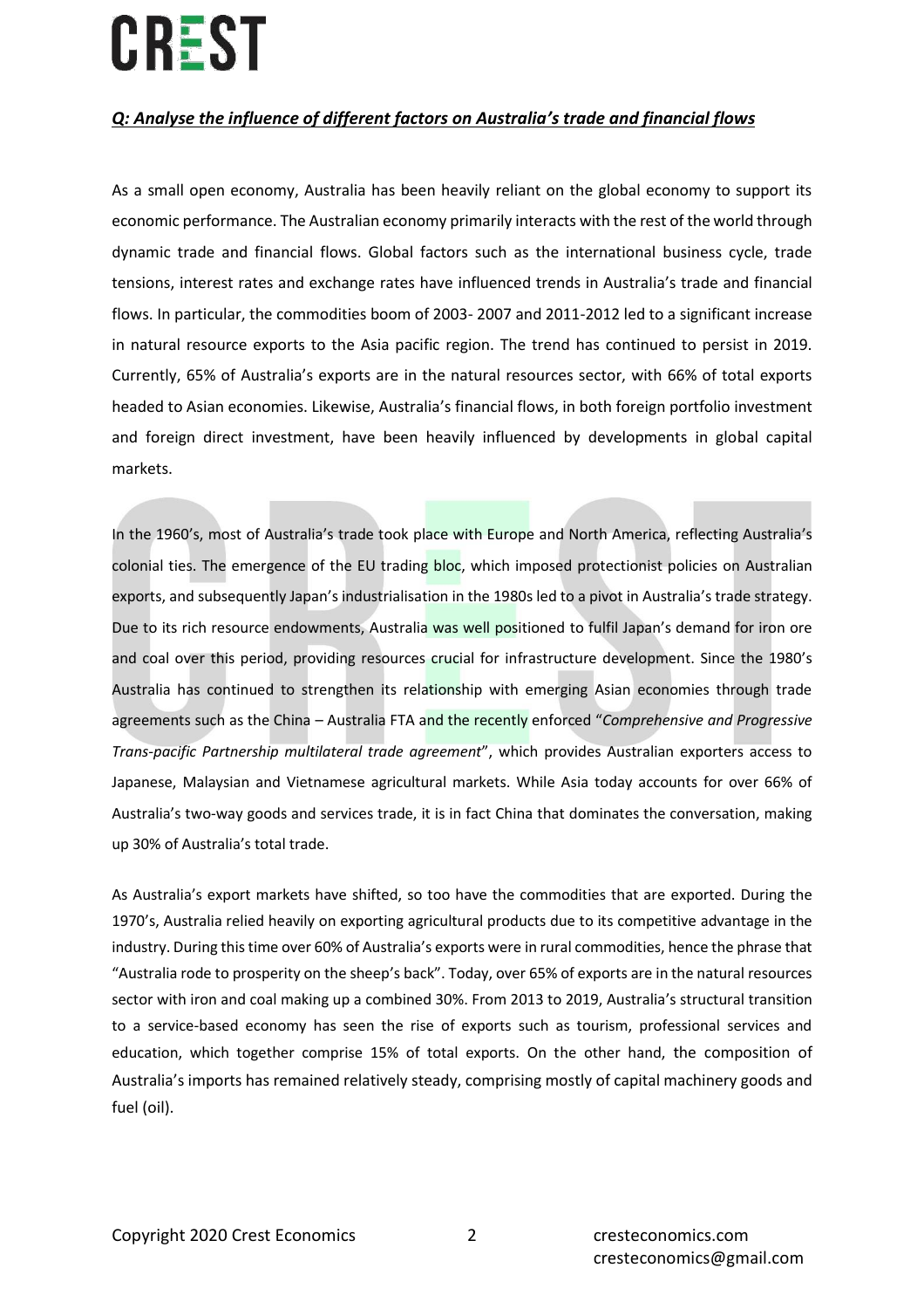## *Q: Analyse the influence of different factors on Australia's trade and financial flows*

As a small open economy, Australia has been heavily reliant on the global economy to support its economic performance. The Australian economy primarily interacts with the rest of the world through dynamic trade and financial flows. Global factors such as the international business cycle, trade tensions, interest rates and exchange rates have influenced trends in Australia's trade and financial flows. In particular, the commodities boom of 2003- 2007 and 2011-2012 led to a significant increase in natural resource exports to the Asia pacific region. The trend has continued to persist in 2019. Currently, 65% of Australia's exports are in the natural resources sector, with 66% of total exports headed to Asian economies. Likewise, Australia's financial flows, in both foreign portfolio investment and foreign direct investment, have been heavily influenced by developments in global capital markets.

In the 1960's, most of Australia's trade took place with Europe and North America, reflecting Australia's colonial ties. The emergence of the EU trading bloc, which imposed protectionist policies on Australian exports, and subsequently Japan's industrialisation in the 1980s led to a pivot in Australia's trade strategy. Due to its rich resource endowments, Australia was well positioned to fulfil Japan's demand for iron ore and coal over this period, providing resources crucial for infrastructure development. Since the 1980's Australia has continued to strengthen its relationship with emerging Asian economies through trade agreements such as the China – Australia FTA and the recently enforced "*Comprehensive and Progressive Trans-pacific Partnership multilateral trade agreement*", which provides Australian exporters access to Japanese, Malaysian and Vietnamese agricultural markets. While Asia today accounts for over 66% of Australia's two-way goods and services trade, it is in fact China that dominates the conversation, making up 30% of Australia's total trade.

As Australia's export markets have shifted, so too have the commodities that are exported. During the 1970's, Australia relied heavily on exporting agricultural products due to its competitive advantage in the industry. During this time over 60% of Australia's exports were in rural commodities, hence the phrase that "Australia rode to prosperity on the sheep's back". Today, over 65% of exports are in the natural resources sector with iron and coal making up a combined 30%. From 2013 to 2019, Australia's structural transition to a service-based economy has seen the rise of exports such as tourism, professional services and education, which together comprise 15% of total exports. On the other hand, the composition of Australia's imports has remained relatively steady, comprising mostly of capital machinery goods and fuel (oil).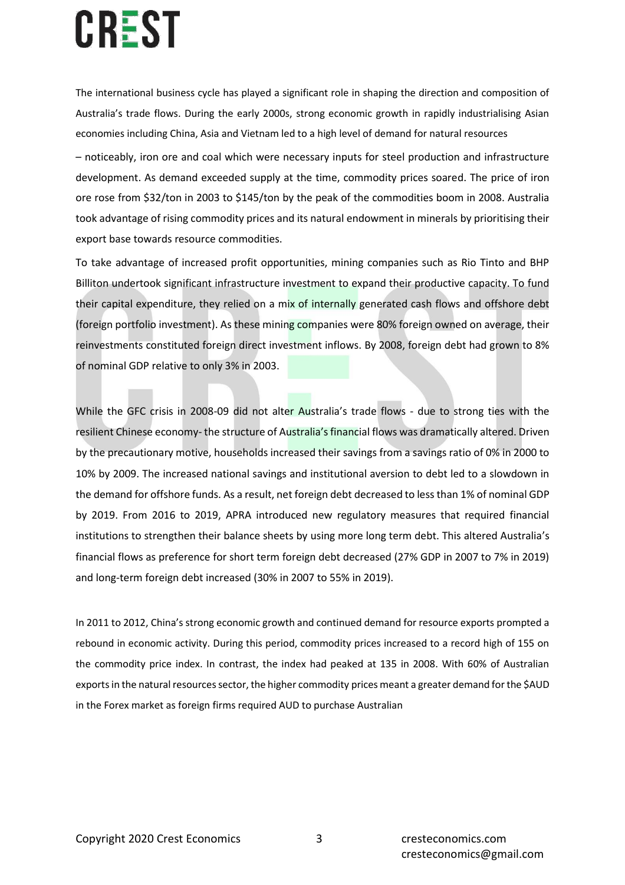The international business cycle has played a significant role in shaping the direction and composition of Australia's trade flows. During the early 2000s, strong economic growth in rapidly industrialising Asian economies including China, Asia and Vietnam led to a high level of demand for natural resources

– noticeably, iron ore and coal which were necessary inputs for steel production and infrastructure development. As demand exceeded supply at the time, commodity prices soared. The price of iron ore rose from $32/ton in 2003 to $145/ton by the peak of the commodities boom in 2008. Australia took advantage of rising commodity prices and its natural endowment in minerals by prioritising their export base towards resource commodities.

To take advantage of increased profit opportunities, mining companies such as Rio Tinto and BHP Billiton undertook significant infrastructure investment to expand their productive capacity. To fund their capital expenditure, they relied on a mix of internally generated cash flows and offshore debt (foreign portfolio investment). As these mining companies were 80% foreign owned on average, their reinvestments constituted foreign direct investment inflows. By 2008, foreign debt had grown to 8% of nominal GDP relative to only 3% in 2003.

While the GFC crisis in 2008-09 did not alter Australia's trade flows - due to strong ties with the resilient Chinese economy- the structure of Australia's financial flows was dramatically altered. Driven by the precautionary motive, households increased their savings from a savings ratio of 0% in 2000 to 10% by 2009. The increased national savings and institutional aversion to debt led to a slowdown in the demand for offshore funds. As a result, net foreign debt decreased to less than 1% of nominal GDP by 2019. From 2016 to 2019, APRA introduced new regulatory measures that required financial institutions to strengthen their balance sheets by using more long term debt. This altered Australia's financial flows as preference for short term foreign debt decreased (27% GDP in 2007 to 7% in 2019) and long-term foreign debt increased (30% in 2007 to 55% in 2019).

In 2011 to 2012, China's strong economic growth and continued demand for resource exports prompted a rebound in economic activity. During this period, commodity prices increased to a record high of 155 on the commodity price index. In contrast, the index had peaked at 135 in 2008. With 60% of Australian exports in the natural resources sector, the higher commodity prices meant a greater demand for the $AUD in the Forex market as foreign firms required AUD to purchase Australian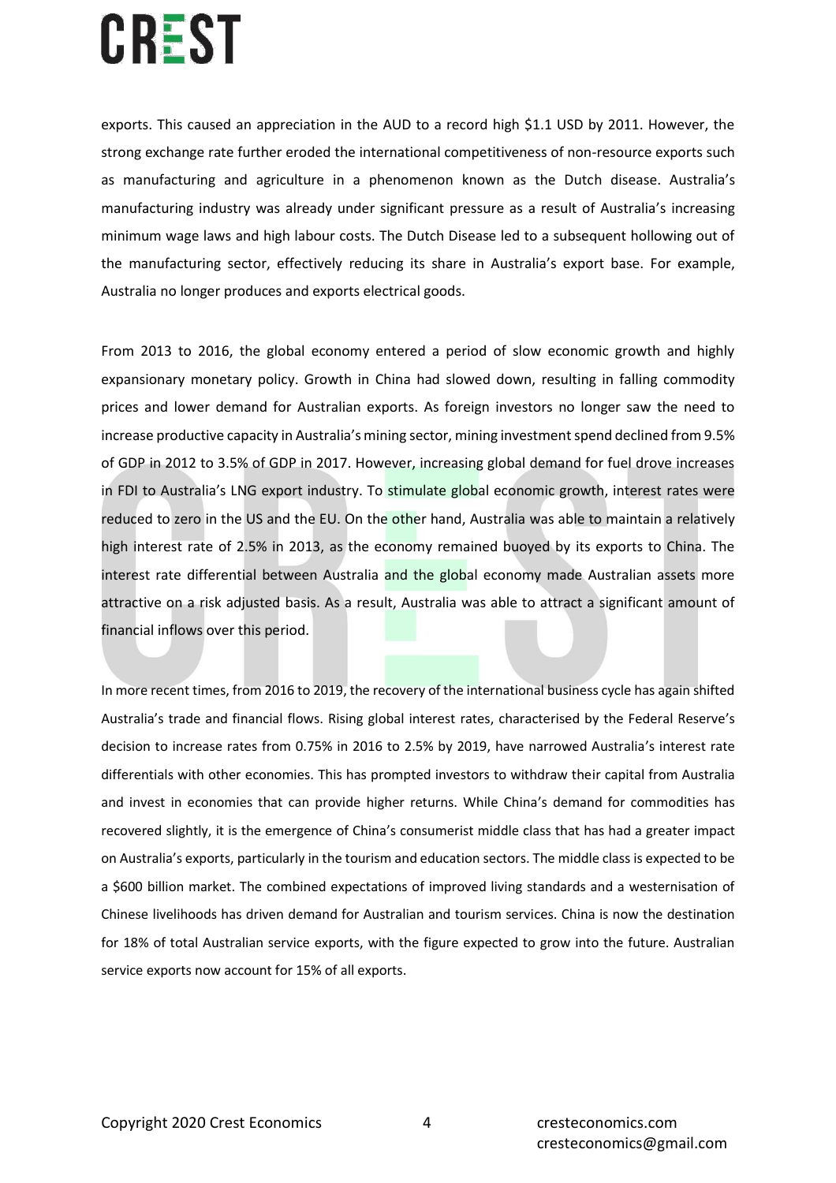exports. This caused an appreciation in the AUD to a record high $1.1 USD by 2011. However, the strong exchange rate further eroded the international competitiveness of non-resource exports such as manufacturing and agriculture in a phenomenon known as the Dutch disease. Australia's manufacturing industry was already under significant pressure as a result of Australia's increasing minimum wage laws and high labour costs. The Dutch Disease led to a subsequent hollowing out of the manufacturing sector, effectively reducing its share in Australia's export base. For example, Australia no longer produces and exports electrical goods.

From 2013 to 2016, the global economy entered a period of slow economic growth and highly expansionary monetary policy. Growth in China had slowed down, resulting in falling commodity prices and lower demand for Australian exports. As foreign investors no longer saw the need to increase productive capacity in Australia's mining sector, mining investment spend declined from 9.5% of GDP in 2012 to 3.5% of GDP in 2017. However, increasing global demand for fuel drove increases in FDI to Australia's LNG export industry. To stimulate global economic growth, interest rates were reduced to zero in the US and the EU. On the other hand, Australia was able to maintain a relatively high interest rate of 2.5% in 2013, as the economy remained buoyed by its exports to China. The interest rate differential between Australia and the global economy made Australian assets more attractive on a risk adjusted basis. As a result, Australia was able to attract a significant amount of financial inflows over this period.

In more recent times, from 2016 to 2019, the recovery of the international business cycle has again shifted Australia's trade and financial flows. Rising global interest rates, characterised by the Federal Reserve's decision to increase rates from 0.75% in 2016 to 2.5% by 2019, have narrowed Australia's interest rate differentials with other economies. This has prompted investors to withdraw their capital from Australia and invest in economies that can provide higher returns. While China's demand for commodities has recovered slightly, it is the emergence of China's consumerist middle class that has had a greater impact on Australia's exports, particularly in the tourism and education sectors. The middle class is expected to be a $600 billion market. The combined expectations of improved living standards and a westernisation of Chinese livelihoods has driven demand for Australian and tourism services. China is now the destination for 18% of total Australian service exports, with the figure expected to grow into the future. Australian service exports now account for 15% of all exports.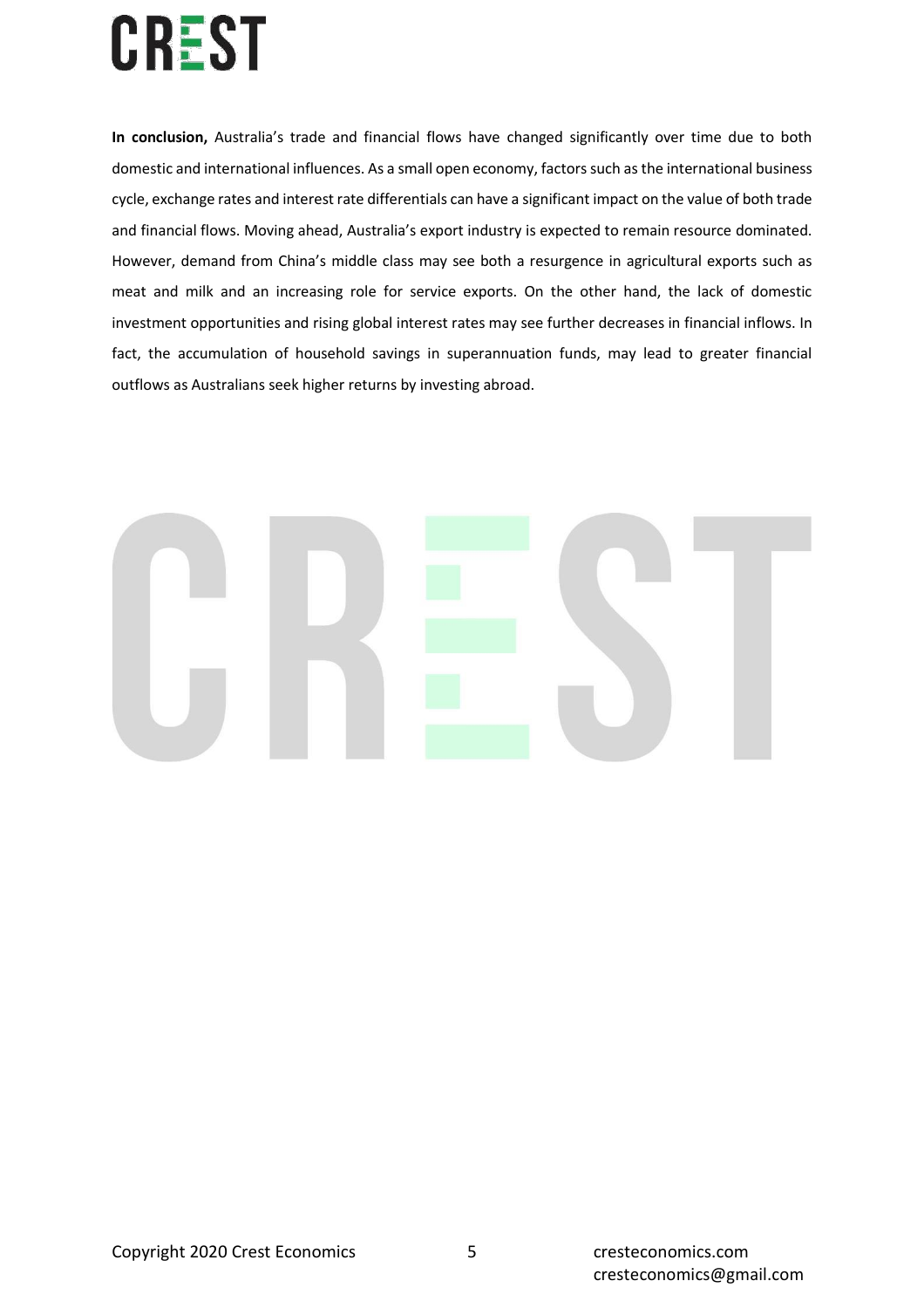**In conclusion,** Australia's trade and financial flows have changed significantly over time due to both domestic and international influences. As a small open economy, factors such as the international business cycle, exchange rates and interest rate differentials can have a significant impact on the value of both trade and financial flows. Moving ahead, Australia's export industry is expected to remain resource dominated. However, demand from China's middle class may see both a resurgence in agricultural exports such as meat and milk and an increasing role for service exports. On the other hand, the lack of domestic investment opportunities and rising global interest rates may see further decreases in financial inflows. In fact, the accumulation of household savings in superannuation funds, may lead to greater financial outflows as Australians seek higher returns by investing abroad.